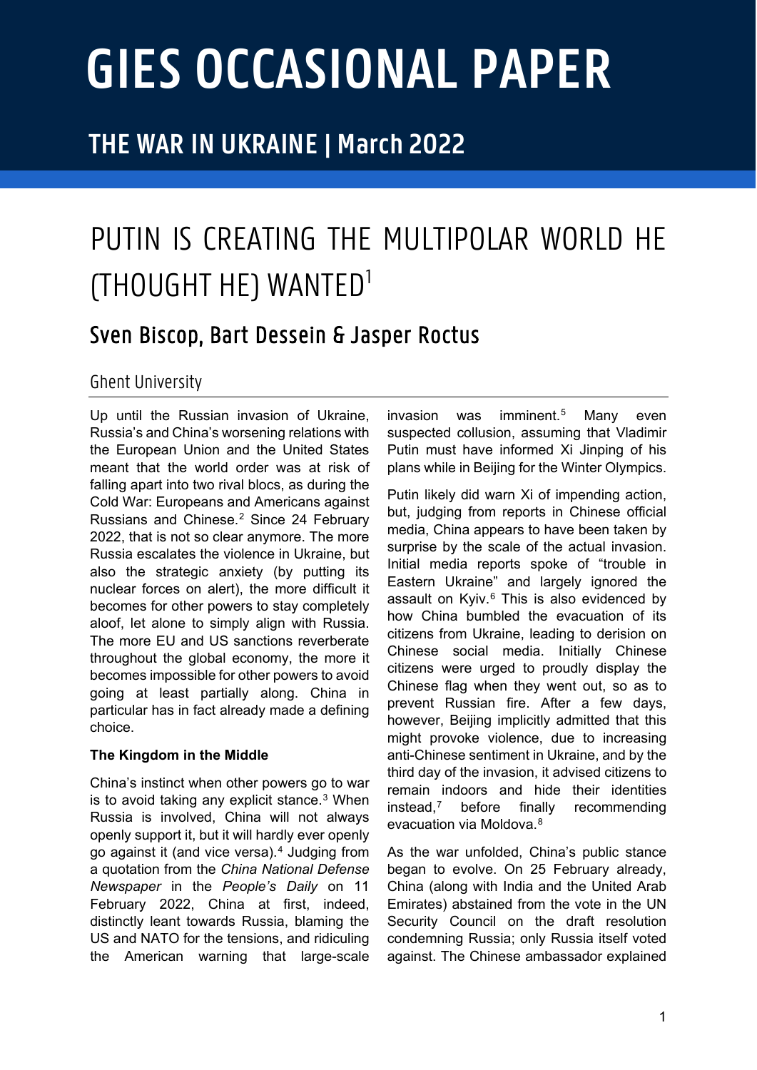# GIES OCCASIONAL PAPER

## THE WAR IN UKRAINE | March 2022

# PUTIN IS CREATING THE MULTIPOLAR WORLD HE (THOUGHT HE) WANTED[1]

## Sven Biscop, Bart Dessein & Jasper Roctus

Ghent University

Up until the Russian invasion of Ukraine, Russia's and China's worsening relations with the European Union and the United States meant that the world order was at risk of falling apart into two rival blocs, as during the Cold War: Europeans and Americans against Russians and Chinese.[2] Since 24 February 2022, that is not so clear anymore. The more Russia escalates the violence in Ukraine, but also the strategic anxiety (by putting its nuclear forces on alert), the more difficult it becomes for other powers to stay completely aloof, let alone to simply align with Russia. The more EU and US sanctions reverberate throughout the global economy, the more it becomes impossible for other powers to avoid going at least partially along. China in particular has in fact already made a defining choice.

**The Kingdom in the Middle**

China's instinct when other powers go to war is to avoid taking any explicit stance.[3] When Russia is involved, China will not always openly support it, but it will hardly ever openly go against it (and vice versa).[4] Judging from a quotation from the *China National Defense Newspaper* in the *People's Daily* on 11 February 2022, China at first, indeed, distinctly leant towards Russia, blaming the US and NATO for the tensions, and ridiculing the American warning that large-scale invasion was imminent.[5] Many even suspected collusion, assuming that Vladimir Putin must have informed Xi Jinping of his plans while in Beijing for the Winter Olympics.

Putin likely did warn Xi of impending action, but, judging from reports in Chinese official media, China appears to have been taken by surprise by the scale of the actual invasion. Initial media reports spoke of "trouble in Eastern Ukraine" and largely ignored the assault on Kyiv.[6] This is also evidenced by how China bumbled the evacuation of its citizens from Ukraine, leading to derision on Chinese social media. Initially Chinese citizens were urged to proudly display the Chinese flag when they went out, so as to prevent Russian fire. After a few days, however, Beijing implicitly admitted that this might provoke violence, due to increasing anti-Chinese sentiment in Ukraine, and by the third day of the invasion, it advised citizens to remain indoors and hide their identities instead,[7] before finally recommending evacuation via Moldova.[8]

As the war unfolded, China's public stance began to evolve. On 25 February already, China (along with India and the United Arab Emirates) abstained from the vote in the UN Security Council on the draft resolution condemning Russia; only Russia itself voted against. The Chinese ambassador explained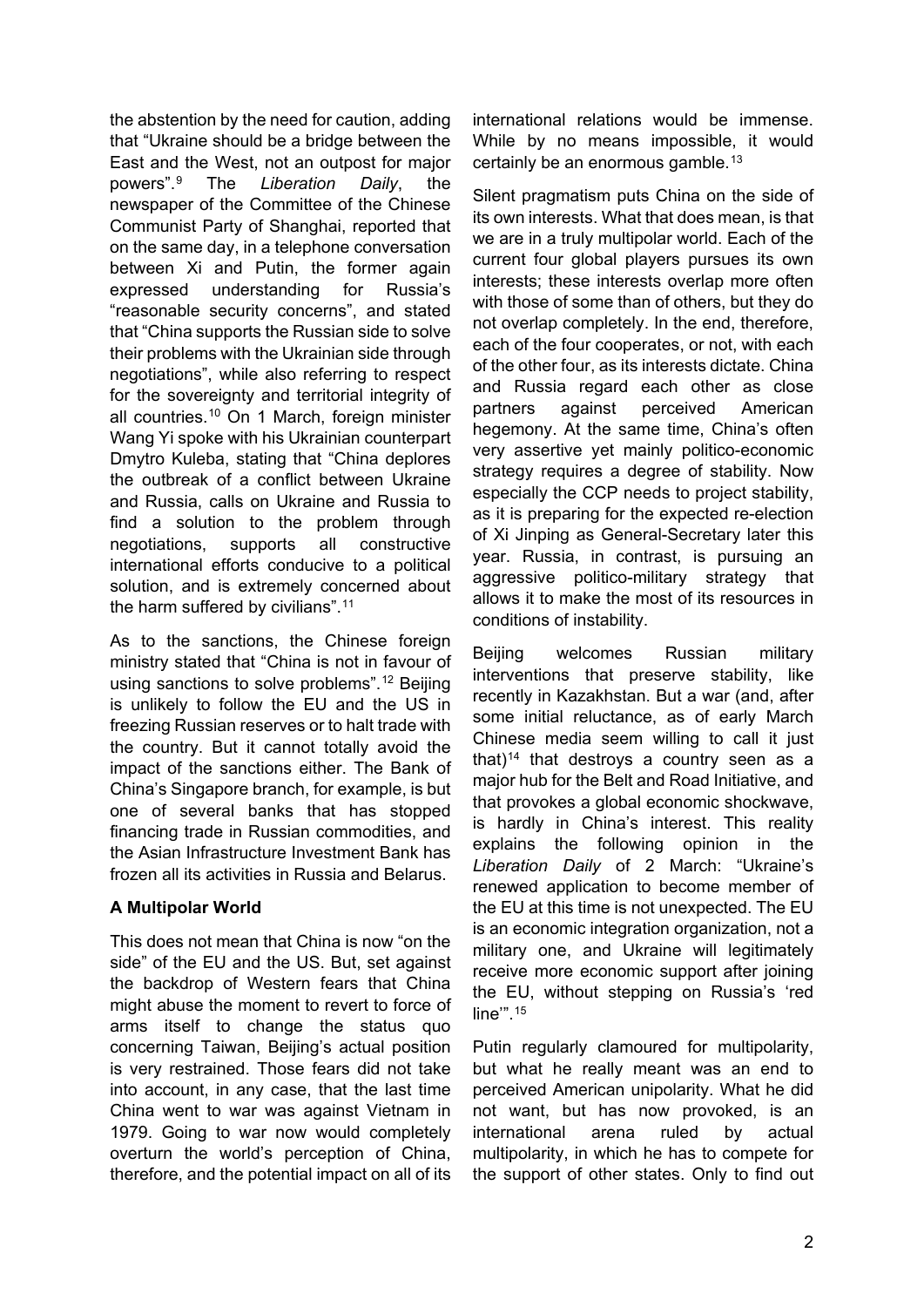the abstention by the need for caution, adding that "Ukraine should be a bridge between the East and the West, not an outpost for major powers".[9] The *Liberation Daily*, the newspaper of the Committee of the Chinese Communist Party of Shanghai, reported that on the same day, in a telephone conversation between Xi and Putin, the former again expressed understanding for Russia's "reasonable security concerns", and stated that "China supports the Russian side to solve their problems with the Ukrainian side through negotiations", while also referring to respect for the sovereignty and territorial integrity of all countries.[10] On 1 March, foreign minister Wang Yi spoke with his Ukrainian counterpart Dmytro Kuleba, stating that "China deplores the outbreak of a conflict between Ukraine and Russia, calls on Ukraine and Russia to find a solution to the problem through negotiations, supports all constructive international efforts conducive to a political solution, and is extremely concerned about the harm suffered by civilians".[11]

As to the sanctions, the Chinese foreign ministry stated that "China is not in favour of using sanctions to solve problems".[12] Beijing is unlikely to follow the EU and the US in freezing Russian reserves or to halt trade with the country. But it cannot totally avoid the impact of the sanctions either. The Bank of China's Singapore branch, for example, is but one of several banks that has stopped financing trade in Russian commodities, and the Asian Infrastructure Investment Bank has frozen all its activities in Russia and Belarus.

**A Multipolar World**

This does not mean that China is now "on the side" of the EU and the US. But, set against the backdrop of Western fears that China might abuse the moment to revert to force of arms itself to change the status quo concerning Taiwan, Beijing's actual position is very restrained. Those fears did not take into account, in any case, that the last time China went to war was against Vietnam in 1979. Going to war now would completely overturn the world's perception of China, therefore, and the potential impact on all of its international relations would be immense. While by no means impossible, it would certainly be an enormous gamble.[13]

Silent pragmatism puts China on the side of its own interests. What that does mean, is that we are in a truly multipolar world. Each of the current four global players pursues its own interests; these interests overlap more often with those of some than of others, but they do not overlap completely. In the end, therefore, each of the four cooperates, or not, with each of the other four, as its interests dictate. China and Russia regard each other as close partners against perceived American hegemony. At the same time, China's often very assertive yet mainly politico-economic strategy requires a degree of stability. Now especially the CCP needs to project stability, as it is preparing for the expected re-election of Xi Jinping as General-Secretary later this year. Russia, in contrast, is pursuing an aggressive politico-military strategy that allows it to make the most of its resources in conditions of instability.

Beijing welcomes Russian military interventions that preserve stability, like recently in Kazakhstan. But a war (and, after some initial reluctance, as of early March Chinese media seem willing to call it just that)[14] that destroys a country seen as a major hub for the Belt and Road Initiative, and that provokes a global economic shockwave, is hardly in China's interest. This reality explains the following opinion in the *Liberation Daily* of 2 March: "Ukraine's renewed application to become member of the EU at this time is not unexpected. The EU is an economic integration organization, not a military one, and Ukraine will legitimately receive more economic support after joining the EU, without stepping on Russia's 'red line'".[15]

Putin regularly clamoured for multipolarity, but what he really meant was an end to perceived American unipolarity. What he did not want, but has now provoked, is an international arena ruled by actual multipolarity, in which he has to compete for the support of other states. Only to find out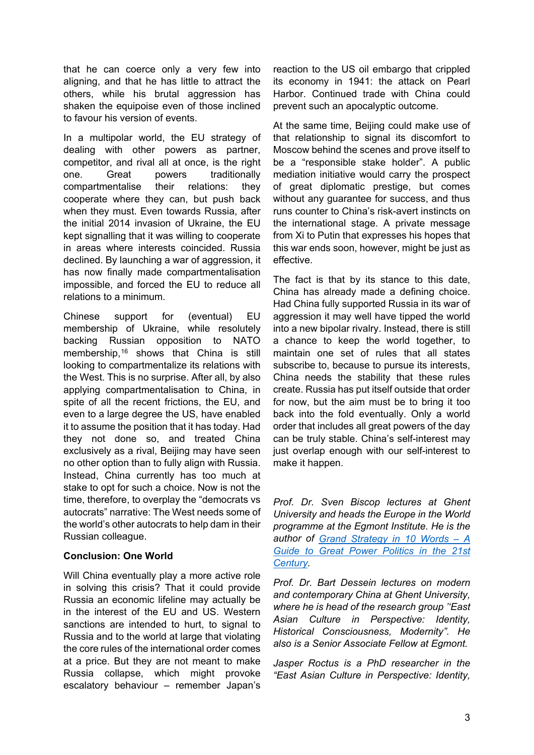that he can coerce only a very few into aligning, and that he has little to attract the others, while his brutal aggression has shaken the equipoise even of those inclined to favour his version of events.

In a multipolar world, the EU strategy of dealing with other powers as partner, competitor, and rival all at once, is the right one. Great powers traditionally compartmentalise their relations: they cooperate where they can, but push back when they must. Even towards Russia, after the initial 2014 invasion of Ukraine, the EU kept signalling that it was willing to cooperate in areas where interests coincided. Russia declined. By launching a war of aggression, it has now finally made compartmentalisation impossible, and forced the EU to reduce all relations to a minimum.

Chinese support for (eventual) EU membership of Ukraine, while resolutely backing Russian opposition to NATO membership,[16] shows that China is still looking to compartmentalize its relations with the West. This is no surprise. After all, by also applying compartmentalisation to China, in spite of all the recent frictions, the EU, and even to a large degree the US, have enabled it to assume the position that it has today. Had they not done so, and treated China exclusively as a rival, Beijing may have seen no other option than to fully align with Russia. Instead, China currently has too much at stake to opt for such a choice. Now is not the time, therefore, to overplay the "democrats vs autocrats" narrative: The West needs some of the world's other autocrats to help dam in their Russian colleague.

**Conclusion: One World**

Will China eventually play a more active role in solving this crisis? That it could provide Russia an economic lifeline may actually be in the interest of the EU and US. Western sanctions are intended to hurt, to signal to Russia and to the world at large that violating the core rules of the international order comes at a price. But they are not meant to make Russia collapse, which might provoke escalatory behaviour – remember Japan's reaction to the US oil embargo that crippled its economy in 1941: the attack on Pearl Harbor. Continued trade with China could prevent such an apocalyptic outcome.

At the same time, Beijing could make use of that relationship to signal its discomfort to Moscow behind the scenes and prove itself to be a "responsible stake holder". A public mediation initiative would carry the prospect of great diplomatic prestige, but comes without any guarantee for success, and thus runs counter to China's risk-avert instincts on the international stage. A private message from Xi to Putin that expresses his hopes that this war ends soon, however, might be just as effective.

The fact is that by its stance to this date, China has already made a defining choice. Had China fully supported Russia in its war of aggression it may well have tipped the world into a new bipolar rivalry. Instead, there is still a chance to keep the world together, to maintain one set of rules that all states subscribe to, because to pursue its interests, China needs the stability that these rules create. Russia has put itself outside that order for now, but the aim must be to bring it too back into the fold eventually. Only a world order that includes all great powers of the day can be truly stable. China's self-interest may just overlap enough with our self-interest to make it happen.

*Prof. Dr. Sven Biscop lectures at Ghent University and heads the Europe in the World programme at the Egmont Institute. He is the author of [Grand Strategy in 10 Words – A Guide to Great Power Politics in the 21st Century](#).*

*Prof. Dr. Bart Dessein lectures on modern and contemporary China at Ghent University, where he is head of the research group "East Asian Culture in Perspective: Identity, Historical Consciousness, Modernity". He also is a Senior Associate Fellow at Egmont.*

*Jasper Roctus is a PhD researcher in the "East Asian Culture in Perspective: Identity,*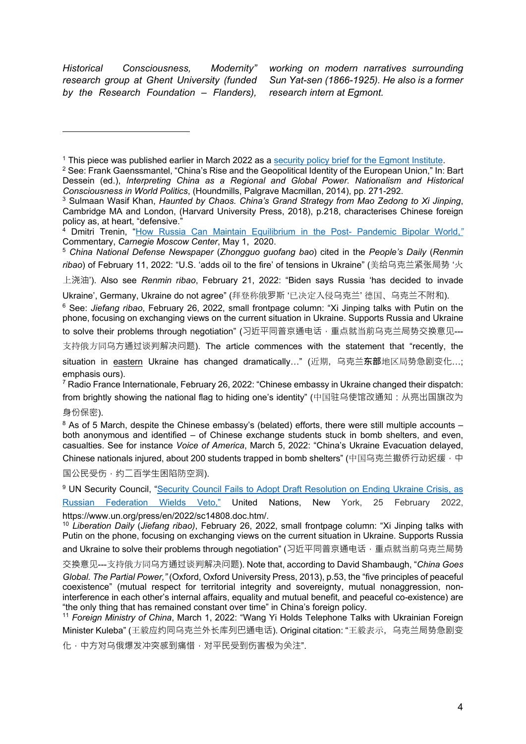*Historical Consciousness, Modernity" research group at Ghent University (funded by the Research Foundation – Flanders), working on modern narratives surrounding Sun Yat-sen (1866-1925). He also is a former research intern at Egmont.*

---

[1] This piece was published earlier in March 2022 as a [security policy brief for the Egmont Institute](#).

[2] See: Frank Gaenssmantel, "China's Rise and the Geopolitical Identity of the European Union," In: Bart Dessein (ed.), *Interpreting China as a Regional and Global Power. Nationalism and Historical Consciousness in World Politics*, (Houndmills, Palgrave Macmillan, 2014), pp. 271-292.

[3] Sulmaan Wasif Khan, *Haunted by Chaos. China's Grand Strategy from Mao Zedong to Xi Jinping*, Cambridge MA and London, (Harvard University Press, 2018), p.218, characterises Chinese foreign policy as, at heart, "defensive."

[4] Dmitri Trenin, "[How Russia Can Maintain Equilibrium in the Post- Pandemic Bipolar World,](#)" Commentary, *Carnegie Moscow Center*, May 1, 2020.

[5] *China National Defense Newspaper* (*Zhongguo guofang bao*) cited in the *People's Daily* (*Renmin ribao*) of February 11, 2022: "U.S. 'adds oil to the fire' of tensions in Ukraine" (美给乌克兰紧张局势 '火上浇油'). Also see *Renmin ribao*, February 21, 2022: "Biden says Russia 'has decided to invade Ukraine', Germany, Ukraine do not agree" (拜登称俄罗斯 '已决定入侵乌克兰' 德国、乌克兰不附和).

[6] See: *Jiefang ribao*, February 26, 2022, small frontpage column: "Xi Jinping talks with Putin on the phone, focusing on exchanging views on the current situation in Ukraine. Supports Russia and Ukraine to solve their problems through negotiation" (习近平同普京通电话，重点就当前乌克兰局势交换意见---支持俄方同乌方通过谈判解决问题). The article commences with the statement that "recently, the situation in <u>eastern</u> Ukraine has changed dramatically…" (近期，乌克兰**东部**地区局势急剧变化…; emphasis ours).

[7] Radio France Internationale, February 26, 2022: "Chinese embassy in Ukraine changed their dispatch: from brightly showing the national flag to hiding one's identity" (中国驻乌使馆改通知：从亮出国旗改为身份保密).

[8] As of 5 March, despite the Chinese embassy's (belated) efforts, there were still multiple accounts – both anonymous and identified – of Chinese exchange students stuck in bomb shelters, and even, casualties. See for instance *Voice of America*, March 5, 2022: "China's Ukraine Evacuation delayed, Chinese nationals injured, about 200 students trapped in bomb shelters" (中国乌克兰撤侨行动迟缓，中国公民受伤，约二百学生困陷防空洞).

[9] UN Security Council, "[Security Council Fails to Adopt Draft Resolution on Ending Ukraine Crisis, as Russian Federation Wields Veto,](#)" United Nations, New York, 25 February 2022, https://www.un.org/press/en/2022/sc14808.doc.htm/.

[10] *Liberation Daily* (*Jiefang ribao)*, February 26, 2022, small frontpage column: "Xi Jinping talks with Putin on the phone, focusing on exchanging views on the current situation in Ukraine. Supports Russia and Ukraine to solve their problems through negotiation" (习近平同普京通电话，重点就当前乌克兰局势交换意见---支持俄方同乌方通过谈判解决问题). Note that, according to David Shambaugh, "*China Goes Global. The Partial Power,"* (Oxford, Oxford University Press, 2013), p.53, the "five principles of peaceful coexistence" (mutual respect for territorial integrity and sovereignty, mutual nonaggression, non-interference in each other's internal affairs, equality and mutual benefit, and peaceful co-existence) are "the only thing that has remained constant over time" in China's foreign policy.

[11] *Foreign Ministry of China*, March 1, 2022: "Wang Yi Holds Telephone Talks with Ukrainian Foreign Minister Kuleba" (王毅应约同乌克兰外长库列巴通电话). Original citation: "王毅表示，乌克兰局势急剧变化，中方对乌俄爆发冲突感到痛惜，对平民受到伤害极为关注".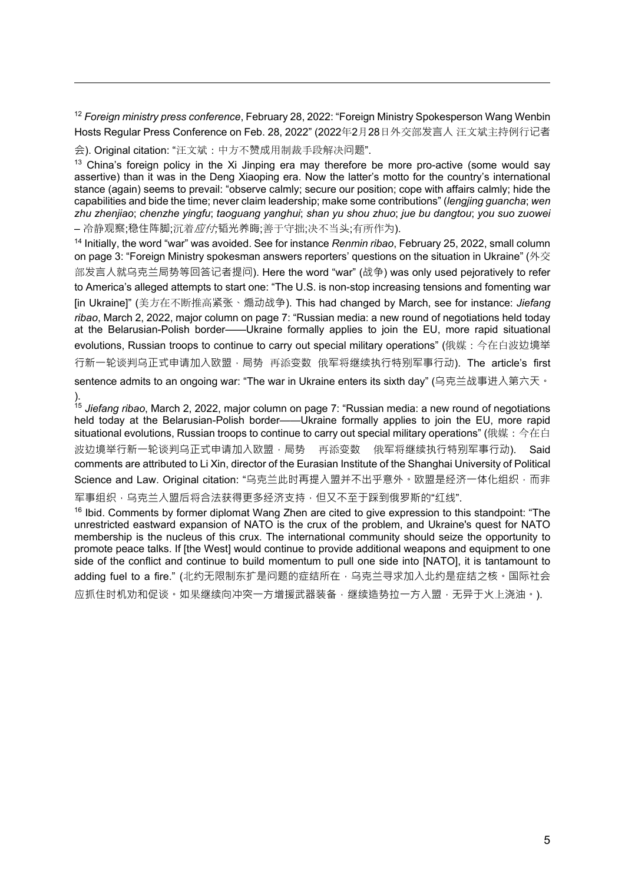[12] *Foreign ministry press conference*, February 28, 2022: "Foreign Ministry Spokesperson Wang Wenbin Hosts Regular Press Conference on Feb. 28, 2022" (2022年2月28日外交部发言人 汪文斌主持例行记者会). Original citation: "汪文斌：中方不赞成用制裁手段解决问题".

[13] China's foreign policy in the Xi Jinping era may therefore be more pro-active (some would say assertive) than it was in the Deng Xiaoping era. Now the latter's motto for the country's international stance (again) seems to prevail: "observe calmly; secure our position; cope with affairs calmly; hide the capabilities and bide the time; never claim leadership; make some contributions" (*lengjing guancha*; *wen zhu zhenjiao*; *chenzhe yingfu*; *taoguang yanghui*; *shan yu shou zhuo*; *jue bu dangtou*; *you suo zuowei* – 冷静观察;稳住阵脚;沉着应付;韬光养晦;善于守拙;决不当头;有所作为).

[14] Initially, the word "war" was avoided. See for instance *Renmin ribao*, February 25, 2022, small column on page 3: "Foreign Ministry spokesman answers reporters' questions on the situation in Ukraine" (外交部发言人就乌克兰局势等回答记者提问). Here the word "war" (战争) was only used pejoratively to refer to America's alleged attempts to start one: "The U.S. is non-stop increasing tensions and fomenting war [in Ukraine]" (美方在不断推高紧张、煽动战争). This had changed by March, see for instance: *Jiefang ribao*, March 2, 2022, major column on page 7: "Russian media: a new round of negotiations held today at the Belarusian-Polish border——Ukraine formally applies to join the EU, more rapid situational evolutions, Russian troops to continue to carry out special military operations" (俄媒：今在白波边境举行新一轮谈判乌正式申请加入欧盟，局势 再添变数 俄军将继续执行特别军事行动). The article's first sentence admits to an ongoing war: "The war in Ukraine enters its sixth day" (乌克兰战事进入第六天。).

[15] *Jiefang ribao*, March 2, 2022, major column on page 7: "Russian media: a new round of negotiations held today at the Belarusian-Polish border——Ukraine formally applies to join the EU, more rapid situational evolutions, Russian troops to continue to carry out special military operations" (俄媒：今在白波边境举行新一轮谈判乌正式申请加入欧盟，局势 再添变数 俄军将继续执行特别军事行动). Said comments are attributed to Li Xin, director of the Eurasian Institute of the Shanghai University of Political Science and Law. Original citation: "乌克兰此时再提入盟并不出乎意外。欧盟是经济一体化组织，而非军事组织，乌克兰入盟后将合法获得更多经济支持，但又不至于踩到俄罗斯的"红线".

[16] Ibid. Comments by former diplomat Wang Zhen are cited to give expression to this standpoint: "The unrestricted eastward expansion of NATO is the crux of the problem, and Ukraine's quest for NATO membership is the nucleus of this crux. The international community should seize the opportunity to promote peace talks. If [the West] would continue to provide additional weapons and equipment to one side of the conflict and continue to build momentum to pull one side into [NATO], it is tantamount to adding fuel to a fire." (北约无限制东扩是问题的症结所在，乌克兰寻求加入北约是症结之核。国际社会应抓住时机劝和促谈。如果继续向冲突一方增援武器装备，继续造势拉一方入盟，无异于火上浇油。).